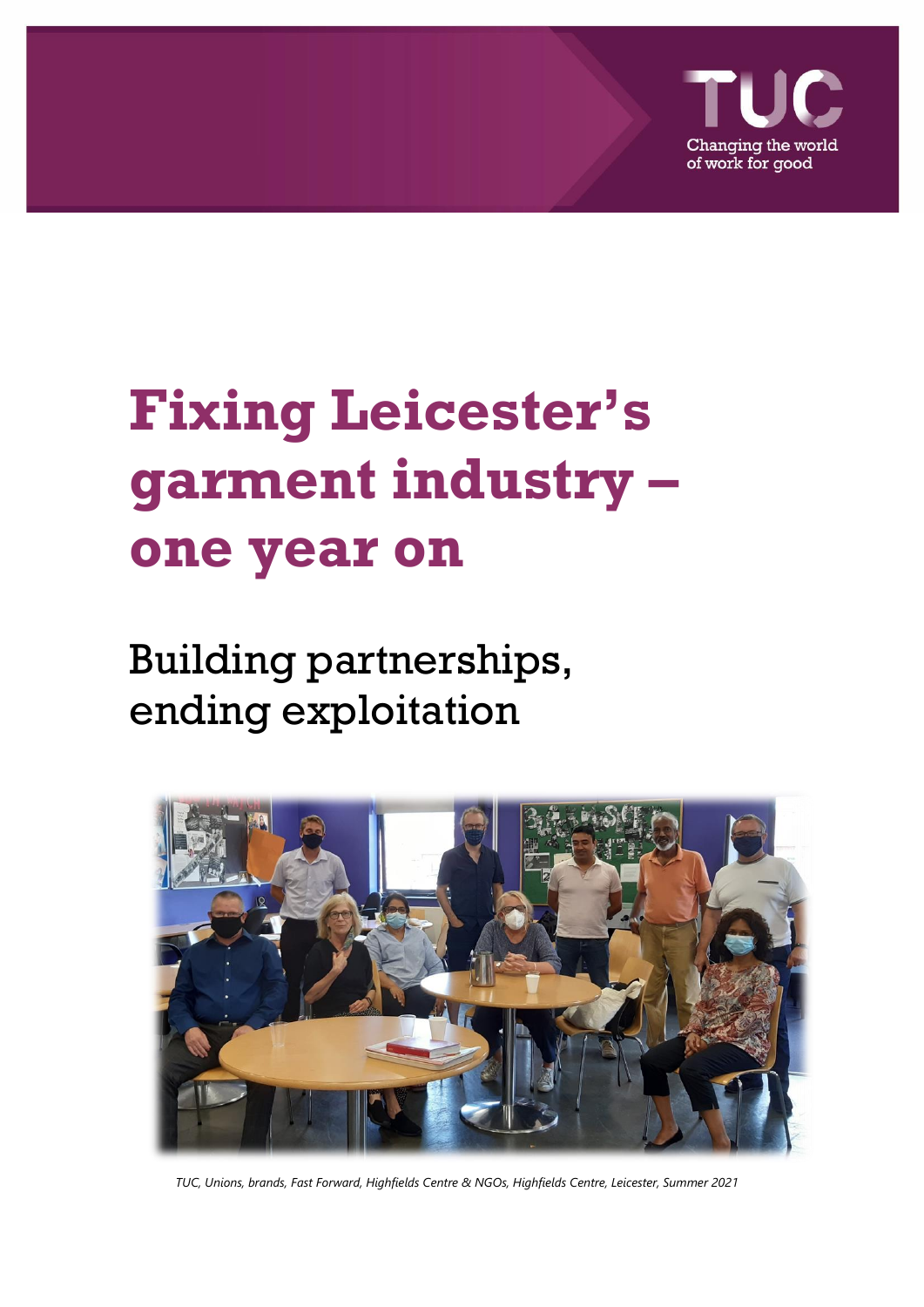TUC

Changing the world of work for good

# Fixing Leicester's garment industry – one year on

## Building partnerships, ending exploitation

*TUC, Unions, brands, Fast Forward, Highfields Centre & NGOs, Highfields Centre, Leicester, Summer 2021*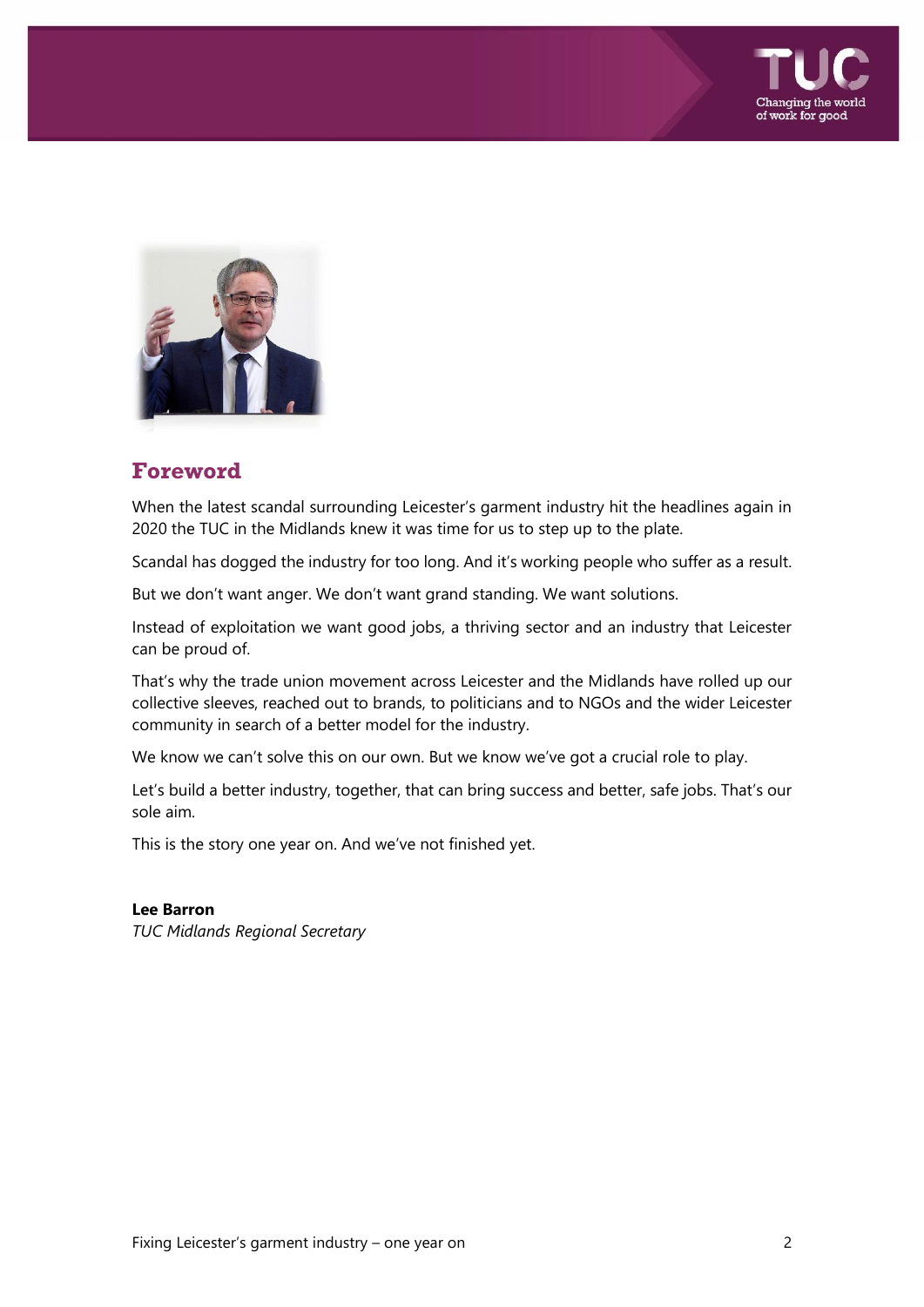## Foreword

When the latest scandal surrounding Leicester's garment industry hit the headlines again in 2020 the TUC in the Midlands knew it was time for us to step up to the plate.

Scandal has dogged the industry for too long. And it's working people who suffer as a result.

But we don't want anger. We don't want grand standing. We want solutions.

Instead of exploitation we want good jobs, a thriving sector and an industry that Leicester can be proud of.

That's why the trade union movement across Leicester and the Midlands have rolled up our collective sleeves, reached out to brands, to politicians and to NGOs and the wider Leicester community in search of a better model for the industry.

We know we can't solve this on our own. But we know we've got a crucial role to play.

Let's build a better industry, together, that can bring success and better, safe jobs. That's our sole aim.

This is the story one year on. And we've not finished yet.

**Lee Barron**
*TUC Midlands Regional Secretary*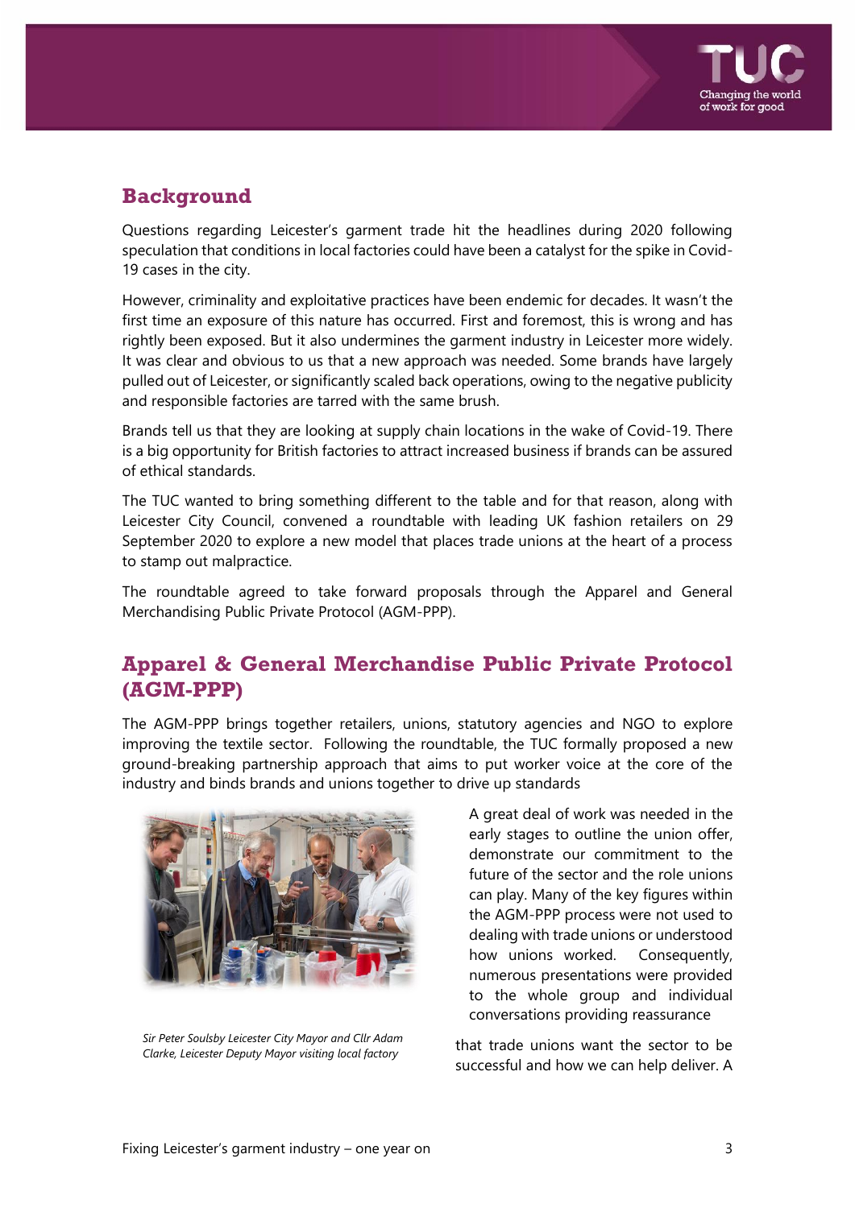## Background

Questions regarding Leicester's garment trade hit the headlines during 2020 following speculation that conditions in local factories could have been a catalyst for the spike in Covid-19 cases in the city.

However, criminality and exploitative practices have been endemic for decades. It wasn't the first time an exposure of this nature has occurred. First and foremost, this is wrong and has rightly been exposed. But it also undermines the garment industry in Leicester more widely. It was clear and obvious to us that a new approach was needed. Some brands have largely pulled out of Leicester, or significantly scaled back operations, owing to the negative publicity and responsible factories are tarred with the same brush.

Brands tell us that they are looking at supply chain locations in the wake of Covid-19. There is a big opportunity for British factories to attract increased business if brands can be assured of ethical standards.

The TUC wanted to bring something different to the table and for that reason, along with Leicester City Council, convened a roundtable with leading UK fashion retailers on 29 September 2020 to explore a new model that places trade unions at the heart of a process to stamp out malpractice.

The roundtable agreed to take forward proposals through the Apparel and General Merchandising Public Private Protocol (AGM-PPP).

## Apparel & General Merchandise Public Private Protocol (AGM-PPP)

The AGM-PPP brings together retailers, unions, statutory agencies and NGO to explore improving the textile sector. Following the roundtable, the TUC formally proposed a new ground-breaking partnership approach that aims to put worker voice at the core of the industry and binds brands and unions together to drive up standards

*Sir Peter Soulsby Leicester City Mayor and Cllr Adam Clarke, Leicester Deputy Mayor visiting local factory*

A great deal of work was needed in the early stages to outline the union offer, demonstrate our commitment to the future of the sector and the role unions can play. Many of the key figures within the AGM-PPP process were not used to dealing with trade unions or understood how unions worked. Consequently, numerous presentations were provided to the whole group and individual conversations providing reassurance that trade unions want the sector to be successful and how we can help deliver. A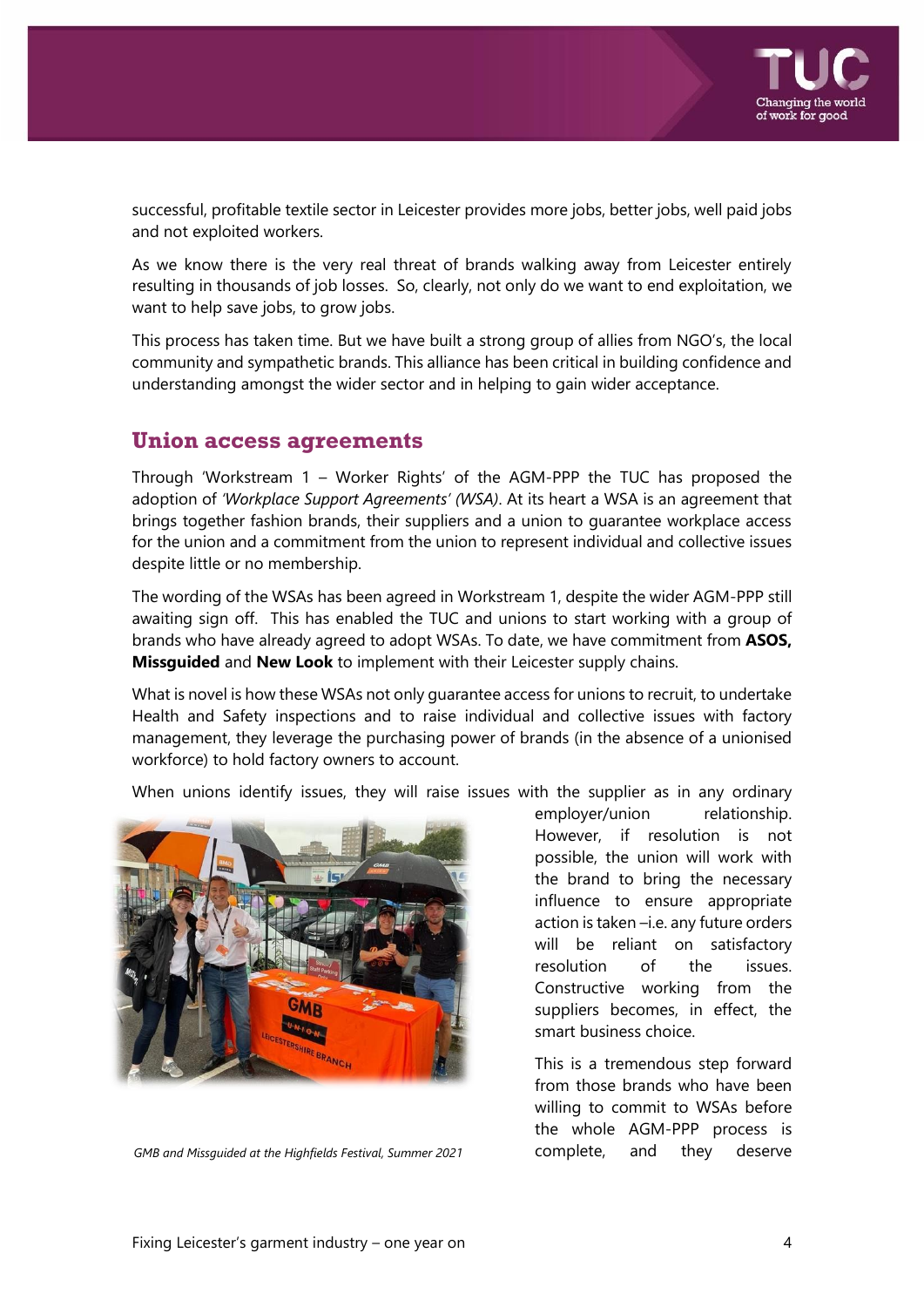successful, profitable textile sector in Leicester provides more jobs, better jobs, well paid jobs and not exploited workers.

As we know there is the very real threat of brands walking away from Leicester entirely resulting in thousands of job losses. So, clearly, not only do we want to end exploitation, we want to help save jobs, to grow jobs.

This process has taken time. But we have built a strong group of allies from NGO's, the local community and sympathetic brands. This alliance has been critical in building confidence and understanding amongst the wider sector and in helping to gain wider acceptance.

## Union access agreements

Through 'Workstream 1 – Worker Rights' of the AGM-PPP the TUC has proposed the adoption of *'Workplace Support Agreements' (WSA)*. At its heart a WSA is an agreement that brings together fashion brands, their suppliers and a union to guarantee workplace access for the union and a commitment from the union to represent individual and collective issues despite little or no membership.

The wording of the WSAs has been agreed in Workstream 1, despite the wider AGM-PPP still awaiting sign off. This has enabled the TUC and unions to start working with a group of brands who have already agreed to adopt WSAs. To date, we have commitment from **ASOS, Missguided** and **New Look** to implement with their Leicester supply chains.

What is novel is how these WSAs not only guarantee access for unions to recruit, to undertake Health and Safety inspections and to raise individual and collective issues with factory management, they leverage the purchasing power of brands (in the absence of a unionised workforce) to hold factory owners to account.

When unions identify issues, they will raise issues with the supplier as in any ordinary employer/union relationship. However, if resolution is not possible, the union will work with the brand to bring the necessary influence to ensure appropriate action is taken –i.e. any future orders will be reliant on satisfactory resolution of the issues. Constructive working from the suppliers becomes, in effect, the smart business choice.

*GMB and Missguided at the Highfields Festival, Summer 2021*

This is a tremendous step forward from those brands who have been willing to commit to WSAs before the whole AGM-PPP process is complete, and they deserve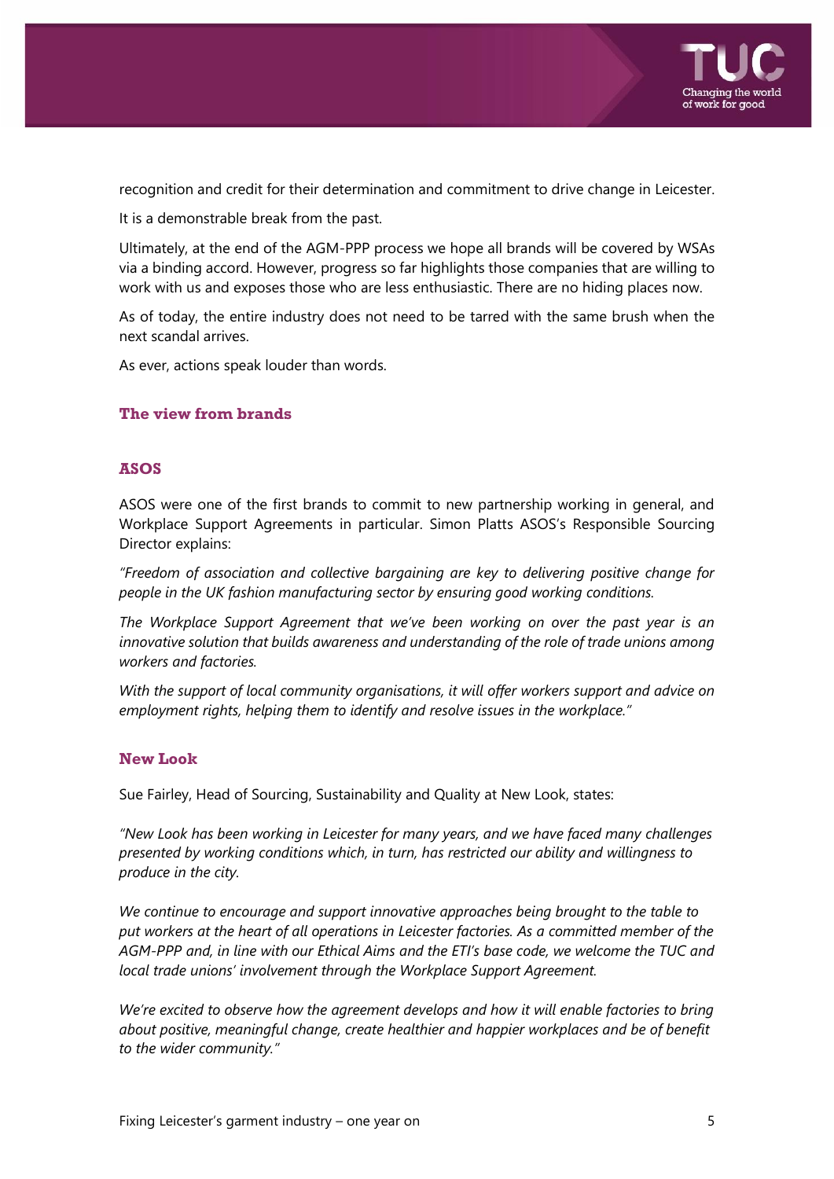recognition and credit for their determination and commitment to drive change in Leicester.

It is a demonstrable break from the past.

Ultimately, at the end of the AGM-PPP process we hope all brands will be covered by WSAs via a binding accord. However, progress so far highlights those companies that are willing to work with us and exposes those who are less enthusiastic. There are no hiding places now.

As of today, the entire industry does not need to be tarred with the same brush when the next scandal arrives.

As ever, actions speak louder than words.

## The view from brands

### ASOS

ASOS were one of the first brands to commit to new partnership working in general, and Workplace Support Agreements in particular. Simon Platts ASOS's Responsible Sourcing Director explains:

*"Freedom of association and collective bargaining are key to delivering positive change for people in the UK fashion manufacturing sector by ensuring good working conditions.*

*The Workplace Support Agreement that we've been working on over the past year is an innovative solution that builds awareness and understanding of the role of trade unions among workers and factories.*

*With the support of local community organisations, it will offer workers support and advice on employment rights, helping them to identify and resolve issues in the workplace."*

### New Look

Sue Fairley, Head of Sourcing, Sustainability and Quality at New Look, states:

*"New Look has been working in Leicester for many years, and we have faced many challenges presented by working conditions which, in turn, has restricted our ability and willingness to produce in the city.*

*We continue to encourage and support innovative approaches being brought to the table to put workers at the heart of all operations in Leicester factories. As a committed member of the AGM-PPP and, in line with our Ethical Aims and the ETI's base code, we welcome the TUC and local trade unions' involvement through the Workplace Support Agreement.*

*We're excited to observe how the agreement develops and how it will enable factories to bring about positive, meaningful change, create healthier and happier workplaces and be of benefit to the wider community."*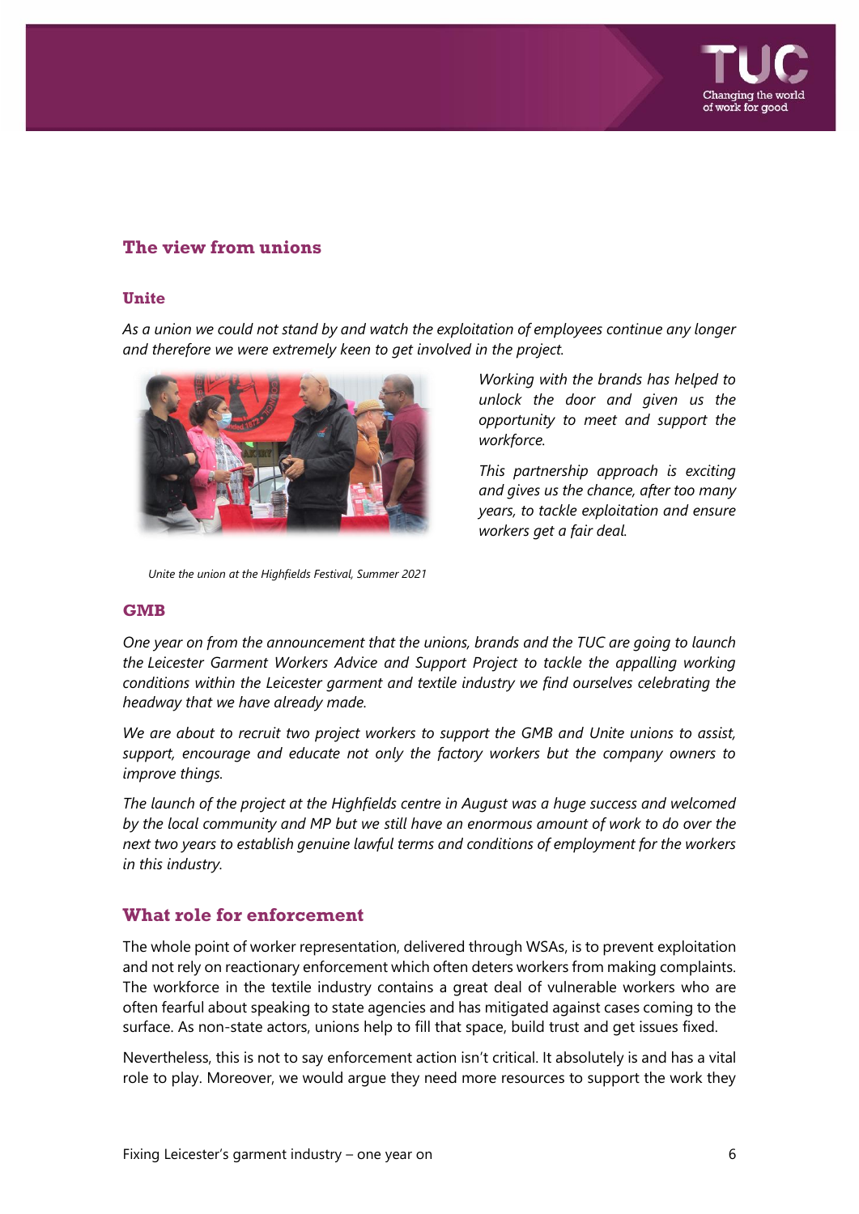## The view from unions

### Unite

*As a union we could not stand by and watch the exploitation of employees continue any longer and therefore we were extremely keen to get involved in the project.*

*Working with the brands has helped to unlock the door and given us the opportunity to meet and support the workforce.*

*This partnership approach is exciting and gives us the chance, after too many years, to tackle exploitation and ensure workers get a fair deal.*

*Unite the union at the Highfields Festival, Summer 2021*

### GMB

*One year on from the announcement that the unions, brands and the TUC are going to launch the Leicester Garment Workers Advice and Support Project to tackle the appalling working conditions within the Leicester garment and textile industry we find ourselves celebrating the headway that we have already made.*

*We are about to recruit two project workers to support the GMB and Unite unions to assist, support, encourage and educate not only the factory workers but the company owners to improve things.*

*The launch of the project at the Highfields centre in August was a huge success and welcomed by the local community and MP but we still have an enormous amount of work to do over the next two years to establish genuine lawful terms and conditions of employment for the workers in this industry.*

## What role for enforcement

The whole point of worker representation, delivered through WSAs, is to prevent exploitation and not rely on reactionary enforcement which often deters workers from making complaints. The workforce in the textile industry contains a great deal of vulnerable workers who are often fearful about speaking to state agencies and has mitigated against cases coming to the surface. As non-state actors, unions help to fill that space, build trust and get issues fixed.

Nevertheless, this is not to say enforcement action isn't critical. It absolutely is and has a vital role to play. Moreover, we would argue they need more resources to support the work they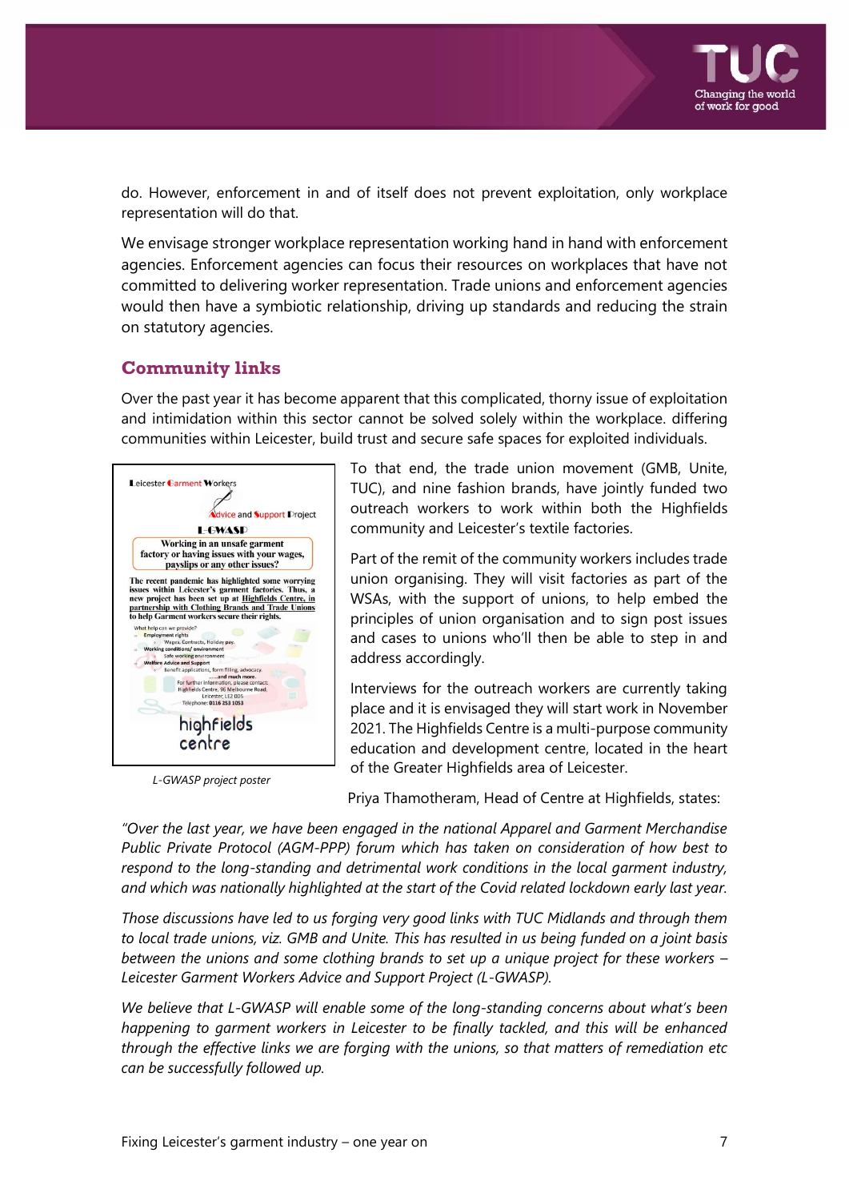do. However, enforcement in and of itself does not prevent exploitation, only workplace representation will do that.

We envisage stronger workplace representation working hand in hand with enforcement agencies. Enforcement agencies can focus their resources on workplaces that have not committed to delivering worker representation. Trade unions and enforcement agencies would then have a symbiotic relationship, driving up standards and reducing the strain on statutory agencies.

## Community links

Over the past year it has become apparent that this complicated, thorny issue of exploitation and intimidation within this sector cannot be solved solely within the workplace. differing communities within Leicester, build trust and secure safe spaces for exploited individuals.

To that end, the trade union movement (GMB, Unite, TUC), and nine fashion brands, have jointly funded two outreach workers to work within both the Highfields community and Leicester's textile factories.

Part of the remit of the community workers includes trade union organising. They will visit factories as part of the WSAs, with the support of unions, to help embed the principles of union organisation and to sign post issues and cases to unions who'll then be able to step in and address accordingly.

Interviews for the outreach workers are currently taking place and it is envisaged they will start work in November 2021. The Highfields Centre is a multi-purpose community education and development centre, located in the heart of the Greater Highfields area of Leicester.

*L-GWASP project poster*

Priya Thamotheram, Head of Centre at Highfields, states:

*"Over the last year, we have been engaged in the national Apparel and Garment Merchandise Public Private Protocol (AGM-PPP) forum which has taken on consideration of how best to respond to the long-standing and detrimental work conditions in the local garment industry, and which was nationally highlighted at the start of the Covid related lockdown early last year.*

*Those discussions have led to us forging very good links with TUC Midlands and through them to local trade unions, viz. GMB and Unite. This has resulted in us being funded on a joint basis between the unions and some clothing brands to set up a unique project for these workers – Leicester Garment Workers Advice and Support Project (L-GWASP).*

*We believe that L-GWASP will enable some of the long-standing concerns about what's been happening to garment workers in Leicester to be finally tackled, and this will be enhanced through the effective links we are forging with the unions, so that matters of remediation etc can be successfully followed up.*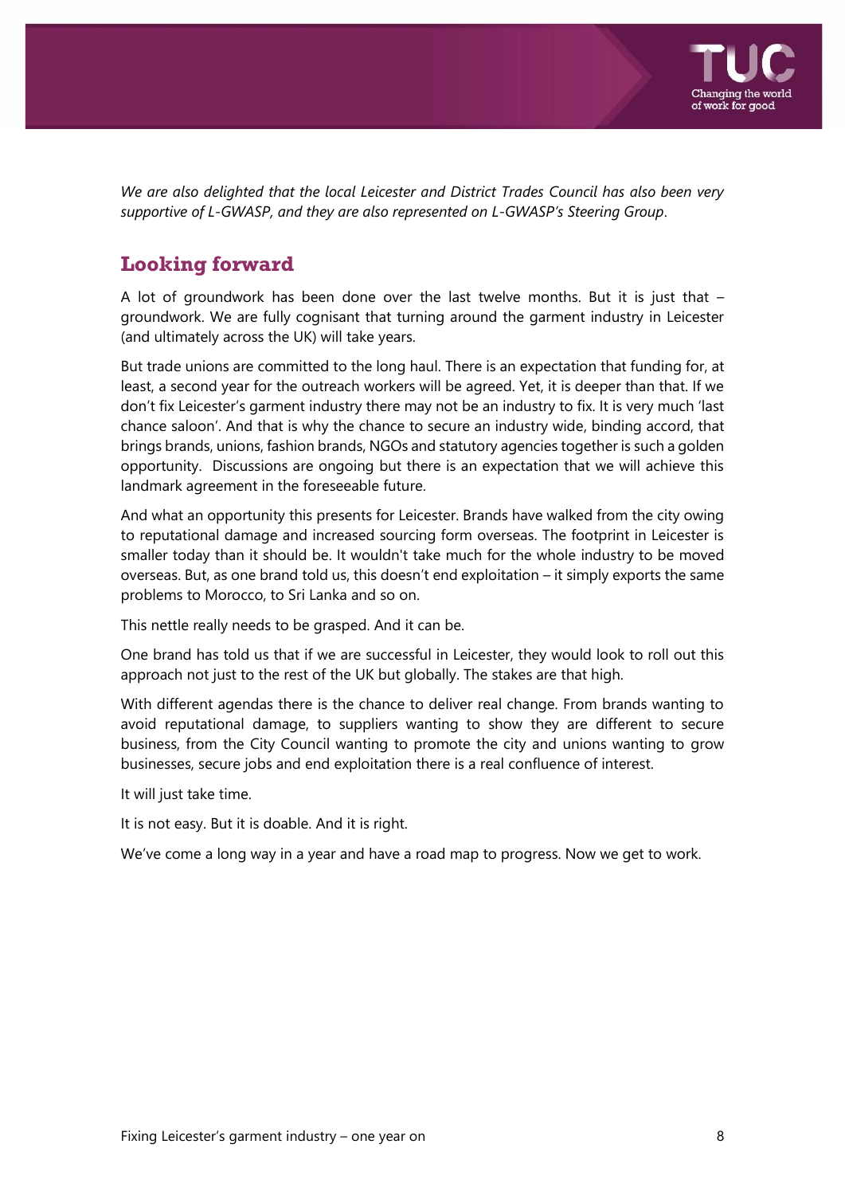*We are also delighted that the local Leicester and District Trades Council has also been very supportive of L-GWASP, and they are also represented on L-GWASP's Steering Group*.

## Looking forward

A lot of groundwork has been done over the last twelve months. But it is just that – groundwork. We are fully cognisant that turning around the garment industry in Leicester (and ultimately across the UK) will take years.

But trade unions are committed to the long haul. There is an expectation that funding for, at least, a second year for the outreach workers will be agreed. Yet, it is deeper than that. If we don't fix Leicester's garment industry there may not be an industry to fix. It is very much 'last chance saloon'. And that is why the chance to secure an industry wide, binding accord, that brings brands, unions, fashion brands, NGOs and statutory agencies together is such a golden opportunity. Discussions are ongoing but there is an expectation that we will achieve this landmark agreement in the foreseeable future.

And what an opportunity this presents for Leicester. Brands have walked from the city owing to reputational damage and increased sourcing form overseas. The footprint in Leicester is smaller today than it should be. It wouldn't take much for the whole industry to be moved overseas. But, as one brand told us, this doesn't end exploitation – it simply exports the same problems to Morocco, to Sri Lanka and so on.

This nettle really needs to be grasped. And it can be.

One brand has told us that if we are successful in Leicester, they would look to roll out this approach not just to the rest of the UK but globally. The stakes are that high.

With different agendas there is the chance to deliver real change. From brands wanting to avoid reputational damage, to suppliers wanting to show they are different to secure business, from the City Council wanting to promote the city and unions wanting to grow businesses, secure jobs and end exploitation there is a real confluence of interest.

It will just take time.

It is not easy. But it is doable. And it is right.

We've come a long way in a year and have a road map to progress. Now we get to work.